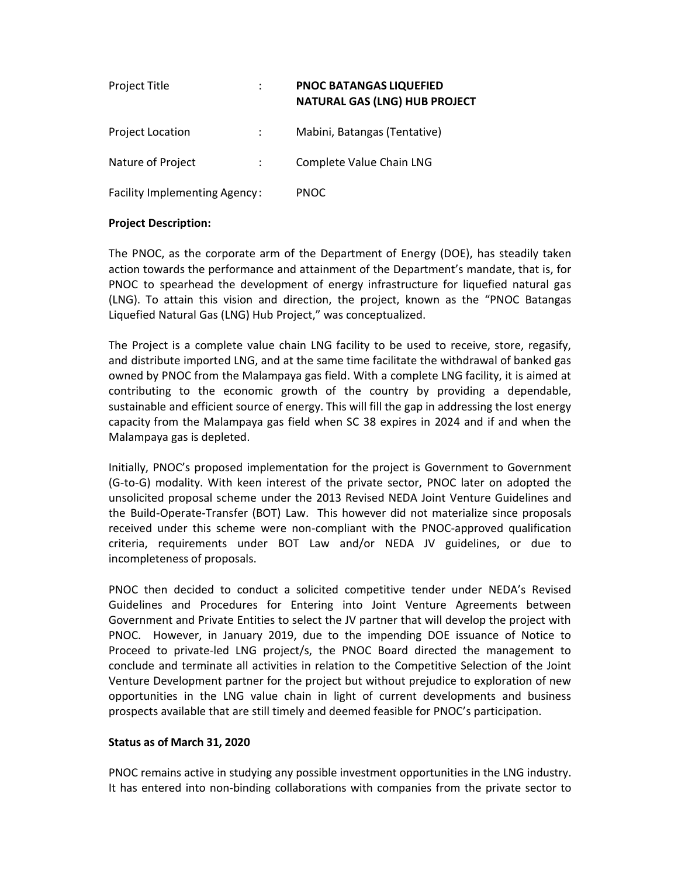| | | |
|---|---|---|
| Project Title | : | **PNOC BATANGAS LIQUEFIED NATURAL GAS (LNG) HUB PROJECT** |
| Project Location | : | Mabini, Batangas (Tentative) |
| Nature of Project | : | Complete Value Chain LNG |
| Facility Implementing Agency | : | PNOC |

**Project Description:**

The PNOC, as the corporate arm of the Department of Energy (DOE), has steadily taken action towards the performance and attainment of the Department's mandate, that is, for PNOC to spearhead the development of energy infrastructure for liquefied natural gas (LNG). To attain this vision and direction, the project, known as the "PNOC Batangas Liquefied Natural Gas (LNG) Hub Project," was conceptualized.

The Project is a complete value chain LNG facility to be used to receive, store, regasify, and distribute imported LNG, and at the same time facilitate the withdrawal of banked gas owned by PNOC from the Malampaya gas field. With a complete LNG facility, it is aimed at contributing to the economic growth of the country by providing a dependable, sustainable and efficient source of energy. This will fill the gap in addressing the lost energy capacity from the Malampaya gas field when SC 38 expires in 2024 and if and when the Malampaya gas is depleted.

Initially, PNOC's proposed implementation for the project is Government to Government (G-to-G) modality. With keen interest of the private sector, PNOC later on adopted the unsolicited proposal scheme under the 2013 Revised NEDA Joint Venture Guidelines and the Build-Operate-Transfer (BOT) Law. This however did not materialize since proposals received under this scheme were non-compliant with the PNOC-approved qualification criteria, requirements under BOT Law and/or NEDA JV guidelines, or due to incompleteness of proposals.

PNOC then decided to conduct a solicited competitive tender under NEDA's Revised Guidelines and Procedures for Entering into Joint Venture Agreements between Government and Private Entities to select the JV partner that will develop the project with PNOC. However, in January 2019, due to the impending DOE issuance of Notice to Proceed to private-led LNG project/s, the PNOC Board directed the management to conclude and terminate all activities in relation to the Competitive Selection of the Joint Venture Development partner for the project but without prejudice to exploration of new opportunities in the LNG value chain in light of current developments and business prospects available that are still timely and deemed feasible for PNOC's participation.

**Status as of March 31, 2020**

PNOC remains active in studying any possible investment opportunities in the LNG industry. It has entered into non-binding collaborations with companies from the private sector to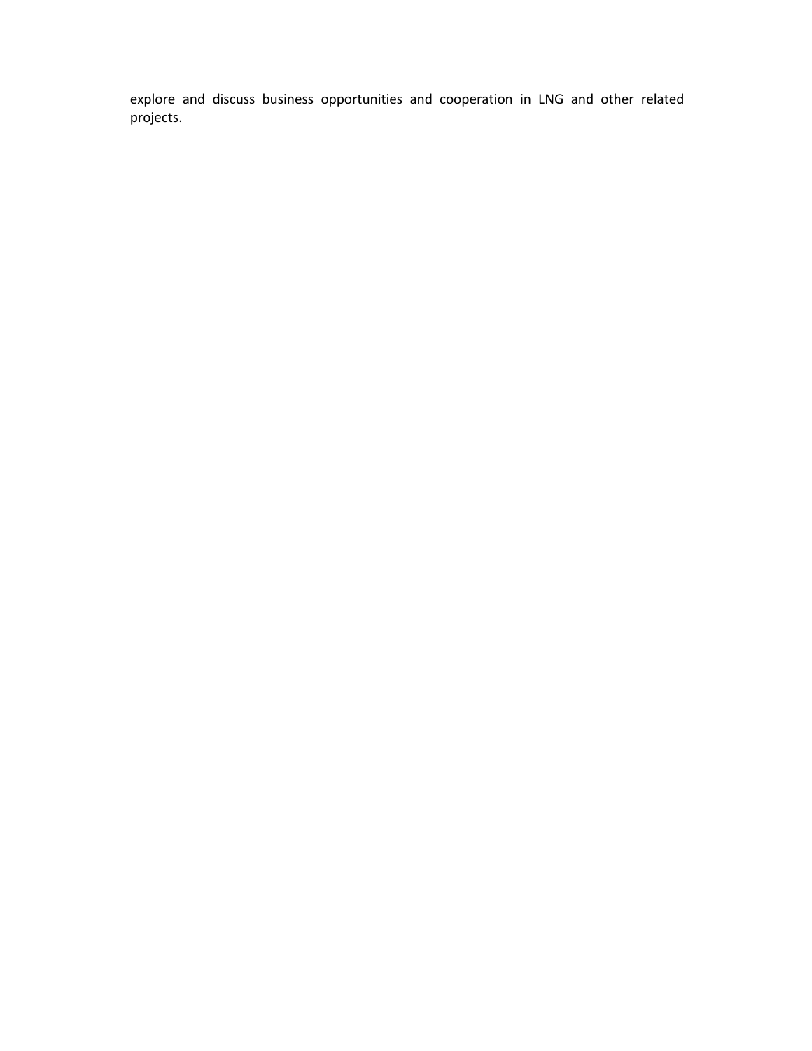explore and discuss business opportunities and cooperation in LNG and other related projects.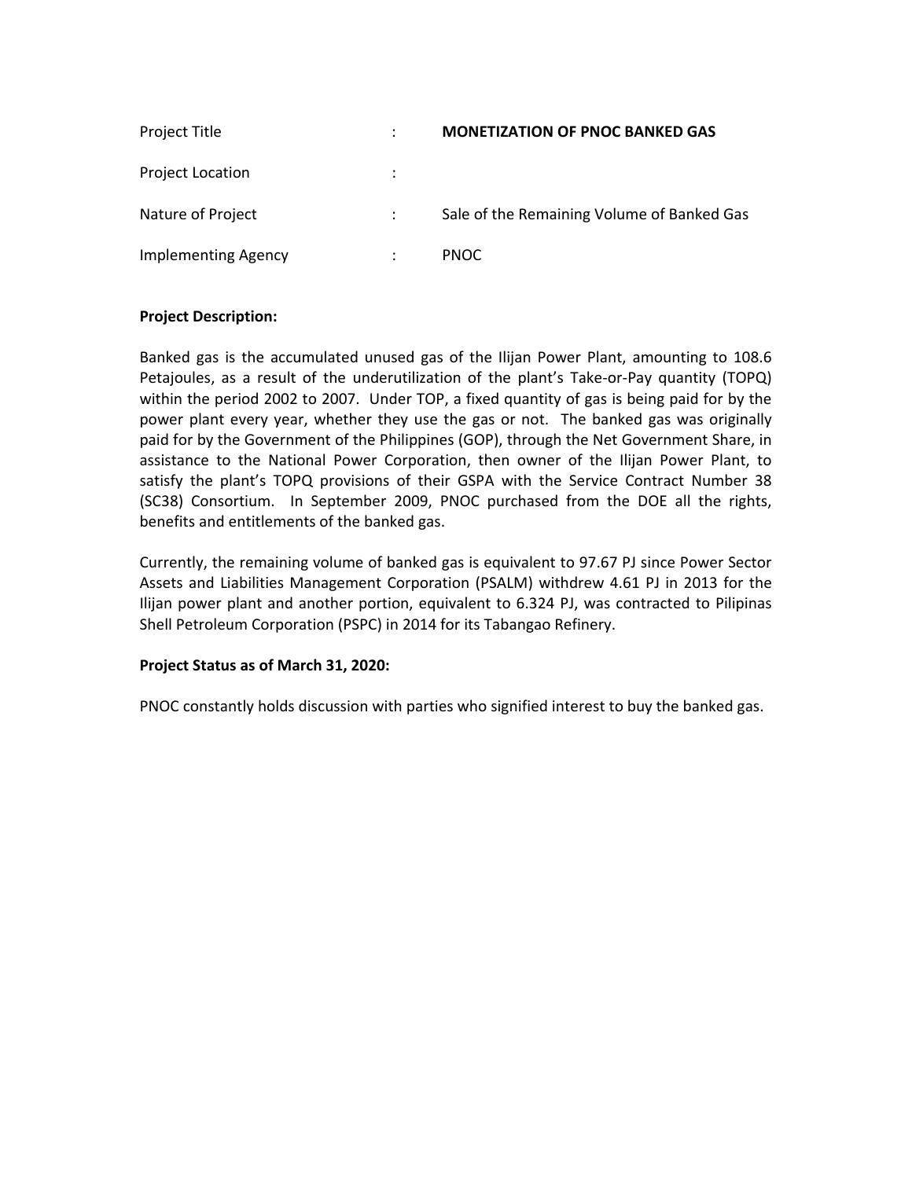| | | |
|---|---|---|
| Project Title | : | **MONETIZATION OF PNOC BANKED GAS** |
| Project Location | : | |
| Nature of Project | : | Sale of the Remaining Volume of Banked Gas |
| Implementing Agency | : | PNOC |

**Project Description:**

Banked gas is the accumulated unused gas of the Ilijan Power Plant, amounting to 108.6 Petajoules, as a result of the underutilization of the plant's Take-or-Pay quantity (TOPQ) within the period 2002 to 2007. Under TOP, a fixed quantity of gas is being paid for by the power plant every year, whether they use the gas or not. The banked gas was originally paid for by the Government of the Philippines (GOP), through the Net Government Share, in assistance to the National Power Corporation, then owner of the Ilijan Power Plant, to satisfy the plant's TOPQ provisions of their GSPA with the Service Contract Number 38 (SC38) Consortium. In September 2009, PNOC purchased from the DOE all the rights, benefits and entitlements of the banked gas.

Currently, the remaining volume of banked gas is equivalent to 97.67 PJ since Power Sector Assets and Liabilities Management Corporation (PSALM) withdrew 4.61 PJ in 2013 for the Ilijan power plant and another portion, equivalent to 6.324 PJ, was contracted to Pilipinas Shell Petroleum Corporation (PSPC) in 2014 for its Tabangao Refinery.

**Project Status as of March 31, 2020:**

PNOC constantly holds discussion with parties who signified interest to buy the banked gas.